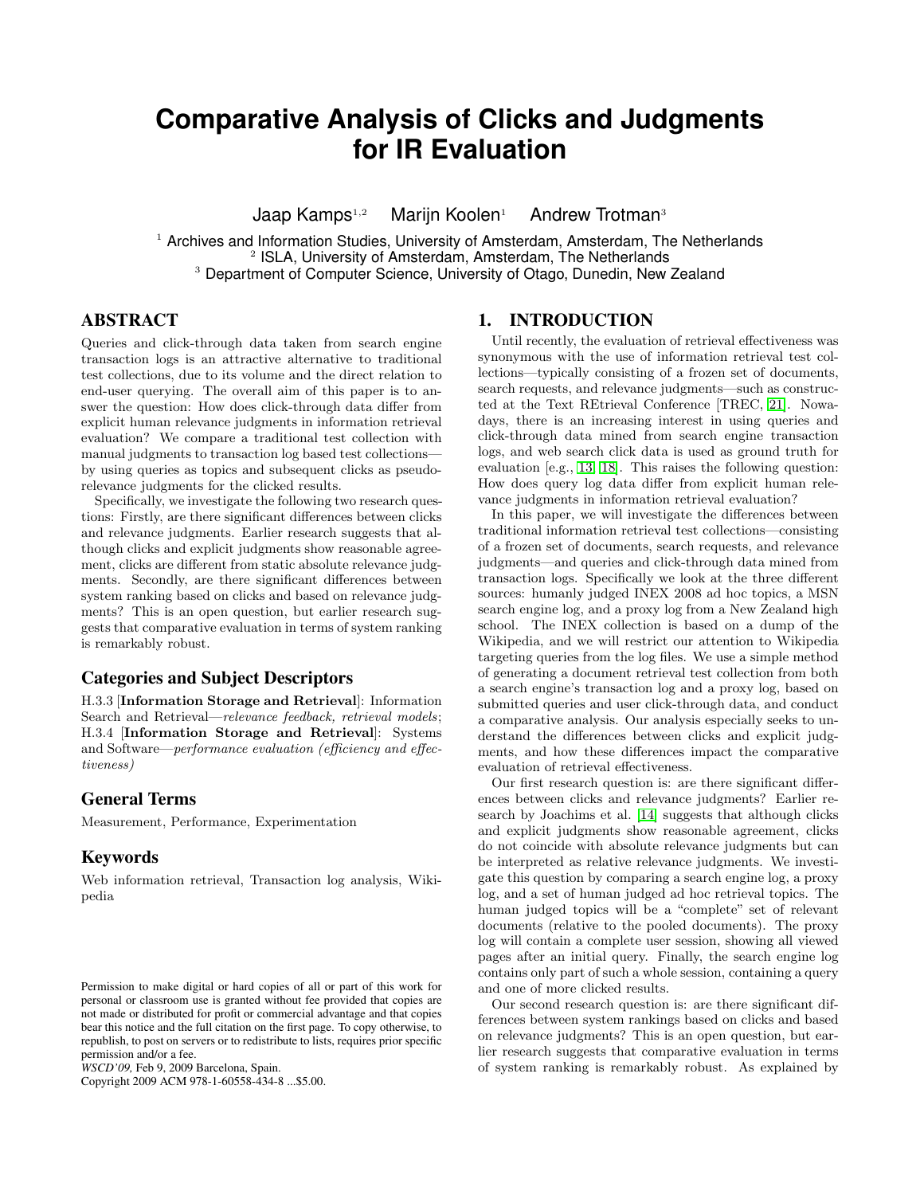# Comparative Analysis of Clicks and Judgments for IR Evaluation

Jaap Kamps[1,2] Marijn Koolen[1] Andrew Trotman[3]

[1] Archives and Information Studies, University of Amsterdam, Amsterdam, The Netherlands
[2] ISLA, University of Amsterdam, Amsterdam, The Netherlands
[3] Department of Computer Science, University of Otago, Dunedin, New Zealand

## ABSTRACT

Queries and click-through data taken from search engine transaction logs is an attractive alternative to traditional test collections, due to its volume and the direct relation to end-user querying. The overall aim of this paper is to answer the question: How does click-through data differ from explicit human relevance judgments in information retrieval evaluation? We compare a traditional test collection with manual judgments to transaction log based test collections—by using queries as topics and subsequent clicks as pseudo-relevance judgments for the clicked results.

Specifically, we investigate the following two research questions: Firstly, are there significant differences between clicks and relevance judgments. Earlier research suggests that although clicks and explicit judgments show reasonable agreement, clicks are different from static absolute relevance judgments. Secondly, are there significant differences between system ranking based on clicks and based on relevance judgments? This is an open question, but earlier research suggests that comparative evaluation in terms of system ranking is remarkably robust.

### Categories and Subject Descriptors

H.3.3 [**Information Storage and Retrieval**]: Information Search and Retrieval—*relevance feedback, retrieval models*; H.3.4 [**Information Storage and Retrieval**]: Systems and Software—*performance evaluation (efficiency and effectiveness)*

### General Terms

Measurement, Performance, Experimentation

### Keywords

Web information retrieval, Transaction log analysis, Wikipedia

Permission to make digital or hard copies of all or part of this work for personal or classroom use is granted without fee provided that copies are not made or distributed for profit or commercial advantage and that copies bear this notice and the full citation on the first page. To copy otherwise, to republish, to post on servers or to redistribute to lists, requires prior specific permission and/or a fee.
*WSCD'09*, Feb 9, 2009 Barcelona, Spain.
Copyright 2009 ACM 978-1-60558-434-8 ...$5.00.

## 1. INTRODUCTION

Until recently, the evaluation of retrieval effectiveness was synonymous with the use of information retrieval test collections—typically consisting of a frozen set of documents, search requests, and relevance judgments—such as constructed at the Text REtrieval Conference [TREC, [21]]. Nowadays, there is an increasing interest in using queries and click-through data mined from search engine transaction logs, and web search click data is used as ground truth for evaluation [e.g., [13, 18]]. This raises the following question: How does query log data differ from explicit human relevance judgments in information retrieval evaluation?

In this paper, we will investigate the differences between traditional information retrieval test collections—consisting of a frozen set of documents, search requests, and relevance judgments—and queries and click-through data mined from transaction logs. Specifically we look at the three different sources: humanly judged INEX 2008 ad hoc topics, a MSN search engine log, and a proxy log from a New Zealand high school. The INEX collection is based on a dump of the Wikipedia, and we will restrict our attention to Wikipedia targeting queries from the log files. We use a simple method of generating a document retrieval test collection from both a search engine's transaction log and a proxy log, based on submitted queries and user click-through data, and conduct a comparative analysis. Our analysis especially seeks to understand the differences between clicks and explicit judgments, and how these differences impact the comparative evaluation of retrieval effectiveness.

Our first research question is: are there significant differences between clicks and relevance judgments? Earlier research by Joachims et al. [14] suggests that although clicks and explicit judgments show reasonable agreement, clicks do not coincide with absolute relevance judgments but can be interpreted as relative relevance judgments. We investigate this question by comparing a search engine log, a proxy log, and a set of human judged ad hoc retrieval topics. The human judged topics will be a "complete" set of relevant documents (relative to the pooled documents). The proxy log will contain a complete user session, showing all viewed pages after an initial query. Finally, the search engine log contains only part of such a whole session, containing a query and one of more clicked results.

Our second research question is: are there significant differences between system rankings based on clicks and based on relevance judgments? This is an open question, but earlier research suggests that comparative evaluation in terms of system ranking is remarkably robust. As explained by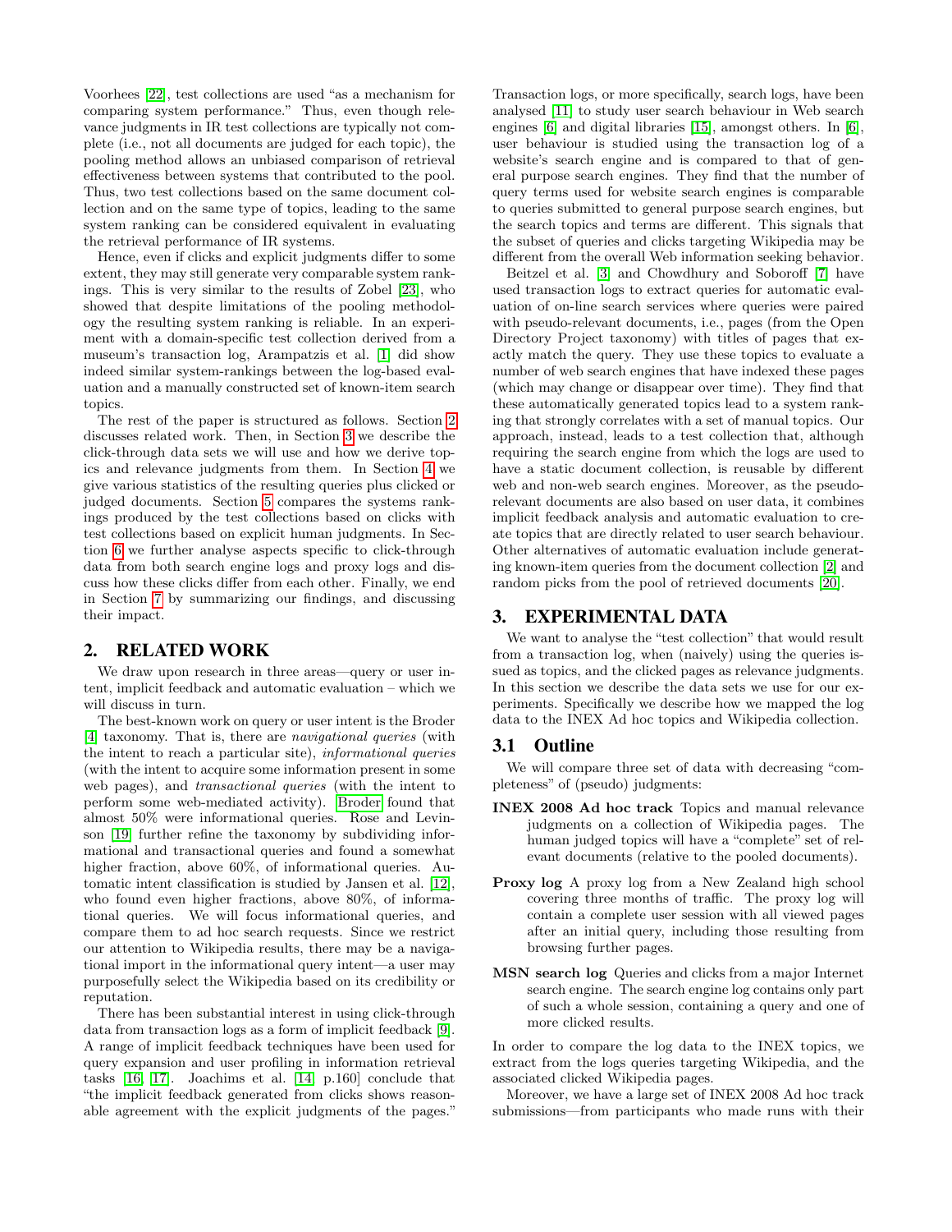Voorhees [22], test collections are used "as a mechanism for comparing system performance." Thus, even though relevance judgments in IR test collections are typically not complete (i.e., not all documents are judged for each topic), the pooling method allows an unbiased comparison of retrieval effectiveness between systems that contributed to the pool. Thus, two test collections based on the same document collection and on the same type of topics, leading to the same system ranking can be considered equivalent in evaluating the retrieval performance of IR systems.

Hence, even if clicks and explicit judgments differ to some extent, they may still generate very comparable system rankings. This is very similar to the results of Zobel [23], who showed that despite limitations of the pooling methodology the resulting system ranking is reliable. In an experiment with a domain-specific test collection derived from a museum's transaction log, Arampatzis et al. [1] did show indeed similar system-rankings between the log-based evaluation and a manually constructed set of known-item search topics.

The rest of the paper is structured as follows. Section 2 discusses related work. Then, in Section 3 we describe the click-through data sets we will use and how we derive topics and relevance judgments from them. In Section 4 we give various statistics of the resulting queries plus clicked or judged documents. Section 5 compares the systems rankings produced by the test collections based on clicks with test collections based on explicit human judgments. In Section 6 we further analyse aspects specific to click-through data from both search engine logs and proxy logs and discuss how these clicks differ from each other. Finally, we end in Section 7 by summarizing our findings, and discussing their impact.

## 2. RELATED WORK

We draw upon research in three areas—query or user intent, implicit feedback and automatic evaluation – which we will discuss in turn.

The best-known work on query or user intent is the Broder [4] taxonomy. That is, there are *navigational queries* (with the intent to reach a particular site), *informational queries* (with the intent to acquire some information present in some web pages), and *transactional queries* (with the intent to perform some web-mediated activity). Broder found that almost 50% were informational queries. Rose and Levinson [19] further refine the taxonomy by subdividing informational and transactional queries and found a somewhat higher fraction, above 60%, of informational queries. Automatic intent classification is studied by Jansen et al. [12], who found even higher fractions, above 80%, of informational queries. We will focus informational queries, and compare them to ad hoc search requests. Since we restrict our attention to Wikipedia results, there may be a navigational import in the informational query intent—a user may purposefully select the Wikipedia based on its credibility or reputation.

There has been substantial interest in using click-through data from transaction logs as a form of implicit feedback [9]. A range of implicit feedback techniques have been used for query expansion and user profiling in information retrieval tasks [16, 17]. Joachims et al. [14, p.160] conclude that "the implicit feedback generated from clicks shows reasonable agreement with the explicit judgments of the pages."

Transaction logs, or more specifically, search logs, have been analysed [11] to study user search behaviour in Web search engines [6] and digital libraries [15], amongst others. In [6], user behaviour is studied using the transaction log of a website's search engine and is compared to that of general purpose search engines. They find that the number of query terms used for website search engines is comparable to queries submitted to general purpose search engines, but the search topics and terms are different. This signals that the subset of queries and clicks targeting Wikipedia may be different from the overall Web information seeking behavior.

Beitzel et al. [3] and Chowdhury and Soboroff [7] have used transaction logs to extract queries for automatic evaluation of on-line search services where queries were paired with pseudo-relevant documents, i.e., pages (from the Open Directory Project taxonomy) with titles of pages that exactly match the query. They use these topics to evaluate a number of web search engines that have indexed these pages (which may change or disappear over time). They find that these automatically generated topics lead to a system ranking that strongly correlates with a set of manual topics. Our approach, instead, leads to a test collection that, although requiring the search engine from which the logs are used to have a static document collection, is reusable by different web and non-web search engines. Moreover, as the pseudo-relevant documents are also based on user data, it combines implicit feedback analysis and automatic evaluation to create topics that are directly related to user search behaviour. Other alternatives of automatic evaluation include generating known-item queries from the document collection [2] and random picks from the pool of retrieved documents [20].

## 3. EXPERIMENTAL DATA

We want to analyse the "test collection" that would result from a transaction log, when (naively) using the queries issued as topics, and the clicked pages as relevance judgments. In this section we describe the data sets we use for our experiments. Specifically we describe how we mapped the log data to the INEX Ad hoc topics and Wikipedia collection.

### 3.1 Outline

We will compare three set of data with decreasing "completeness" of (pseudo) judgments:

**INEX 2008 Ad hoc track** Topics and manual relevance judgments on a collection of Wikipedia pages. The human judged topics will have a "complete" set of relevant documents (relative to the pooled documents).

**Proxy log** A proxy log from a New Zealand high school covering three months of traffic. The proxy log will contain a complete user session with all viewed pages after an initial query, including those resulting from browsing further pages.

**MSN search log** Queries and clicks from a major Internet search engine. The search engine log contains only part of such a whole session, containing a query and one of more clicked results.

In order to compare the log data to the INEX topics, we extract from the logs queries targeting Wikipedia, and the associated clicked Wikipedia pages.

Moreover, we have a large set of INEX 2008 Ad hoc track submissions—from participants who made runs with their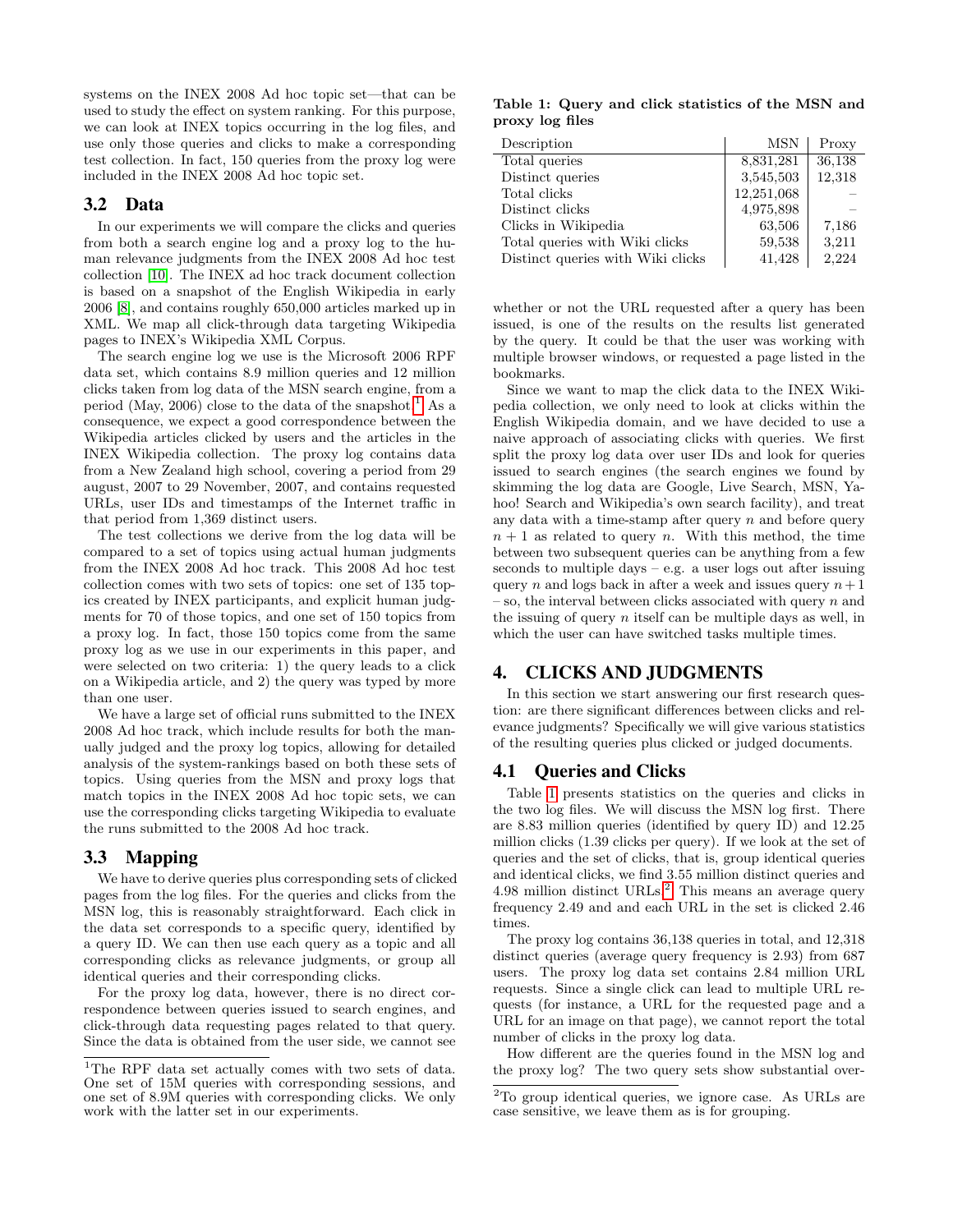systems on the INEX 2008 Ad hoc topic set—that can be used to study the effect on system ranking. For this purpose, we can look at INEX topics occurring in the log files, and use only those queries and clicks to make a corresponding test collection. In fact, 150 queries from the proxy log were included in the INEX 2008 Ad hoc topic set.

## 3.2 Data

In our experiments we will compare the clicks and queries from both a search engine log and a proxy log to the human relevance judgments from the INEX 2008 Ad hoc test collection [10]. The INEX ad hoc track document collection is based on a snapshot of the English Wikipedia in early 2006 [8], and contains roughly 650,000 articles marked up in XML. We map all click-through data targeting Wikipedia pages to INEX's Wikipedia XML Corpus.

The search engine log we use is the Microsoft 2006 RPF data set, which contains 8.9 million queries and 12 million clicks taken from log data of the MSN search engine, from a period (May, 2006) close to the data of the snapshot.[1] As a consequence, we expect a good correspondence between the Wikipedia articles clicked by users and the articles in the INEX Wikipedia collection. The proxy log contains data from a New Zealand high school, covering a period from 29 august, 2007 to 29 November, 2007, and contains requested URLs, user IDs and timestamps of the Internet traffic in that period from 1,369 distinct users.

The test collections we derive from the log data will be compared to a set of topics using actual human judgments from the INEX 2008 Ad hoc track. This 2008 Ad hoc test collection comes with two sets of topics: one set of 135 topics created by INEX participants, and explicit human judgments for 70 of those topics, and one set of 150 topics from a proxy log. In fact, those 150 topics come from the same proxy log as we use in our experiments in this paper, and were selected on two criteria: 1) the query leads to a click on a Wikipedia article, and 2) the query was typed by more than one user.

We have a large set of official runs submitted to the INEX 2008 Ad hoc track, which include results for both the manually judged and the proxy log topics, allowing for detailed analysis of the system-rankings based on both these sets of topics. Using queries from the MSN and proxy logs that match topics in the INEX 2008 Ad hoc topic sets, we can use the corresponding clicks targeting Wikipedia to evaluate the runs submitted to the 2008 Ad hoc track.

## 3.3 Mapping

We have to derive queries plus corresponding sets of clicked pages from the log files. For the queries and clicks from the MSN log, this is reasonably straightforward. Each click in the data set corresponds to a specific query, identified by a query ID. We can then use each query as a topic and all corresponding clicks as relevance judgments, or group all identical queries and their corresponding clicks.

For the proxy log data, however, there is no direct correspondence between queries issued to search engines, and click-through data requesting pages related to that query. Since the data is obtained from the user side, we cannot see whether or not the URL requested after a query has been issued, is one of the results on the results list generated by the query. It could be that the user was working with multiple browser windows, or requested a page listed in the bookmarks.

Since we want to map the click data to the INEX Wikipedia collection, we only need to look at clicks within the English Wikipedia domain, and we have decided to use a naive approach of associating clicks with queries. We first split the proxy log data over user IDs and look for queries issued to search engines (the search engines we found by skimming the log data are Google, Live Search, MSN, Yahoo! Search and Wikipedia's own search facility), and treat any data with a time-stamp after query $n$ and before query $n+1$ as related to query $n$. With this method, the time between two subsequent queries can be anything from a few seconds to multiple days – e.g. a user logs out after issuing query $n$ and logs back in after a week and issues query $n+1$ – so, the interval between clicks associated with query $n$ and the issuing of query $n$ itself can be multiple days as well, in which the user can have switched tasks multiple times.

**Table 1: Query and click statistics of the MSN and proxy log files**

| Description | MSN | Proxy |
|---|---|---|
| Total queries | 8,831,281 | 36,138 |
| Distinct queries | 3,545,503 | 12,318 |
| Total clicks | 12,251,068 | – |
| Distinct clicks | 4,975,898 | – |
| Clicks in Wikipedia | 63,506 | 7,186 |
| Total queries with Wiki clicks | 59,538 | 3,211 |
| Distinct queries with Wiki clicks | 41,428 | 2,224 |

# 4. CLICKS AND JUDGMENTS

In this section we start answering our first research question: are there significant differences between clicks and relevance judgments? Specifically we will give various statistics of the resulting queries plus clicked or judged documents.

## 4.1 Queries and Clicks

Table 1 presents statistics on the queries and clicks in the two log files. We will discuss the MSN log first. There are 8.83 million queries (identified by query ID) and 12.25 million clicks (1.39 clicks per query). If we look at the set of queries and the set of clicks, that is, group identical queries and identical clicks, we find 3.55 million distinct queries and 4.98 million distinct URLs.[2] This means an average query frequency 2.49 and and each URL in the set is clicked 2.46 times.

The proxy log contains 36,138 queries in total, and 12,318 distinct queries (average query frequency is 2.93) from 687 users. The proxy log data set contains 2.84 million URL requests. Since a single click can lead to multiple URL requests (for instance, a URL for the requested page and a URL for an image on that page), we cannot report the total number of clicks in the proxy log data.

How different are the queries found in the MSN log and the proxy log? The two query sets show substantial over-

[1] The RPF data set actually comes with two sets of data. One set of 15M queries with corresponding sessions, and one set of 8.9M queries with corresponding clicks. We only work with the latter set in our experiments.

[2] To group identical queries, we ignore case. As URLs are case sensitive, we leave them as is for grouping.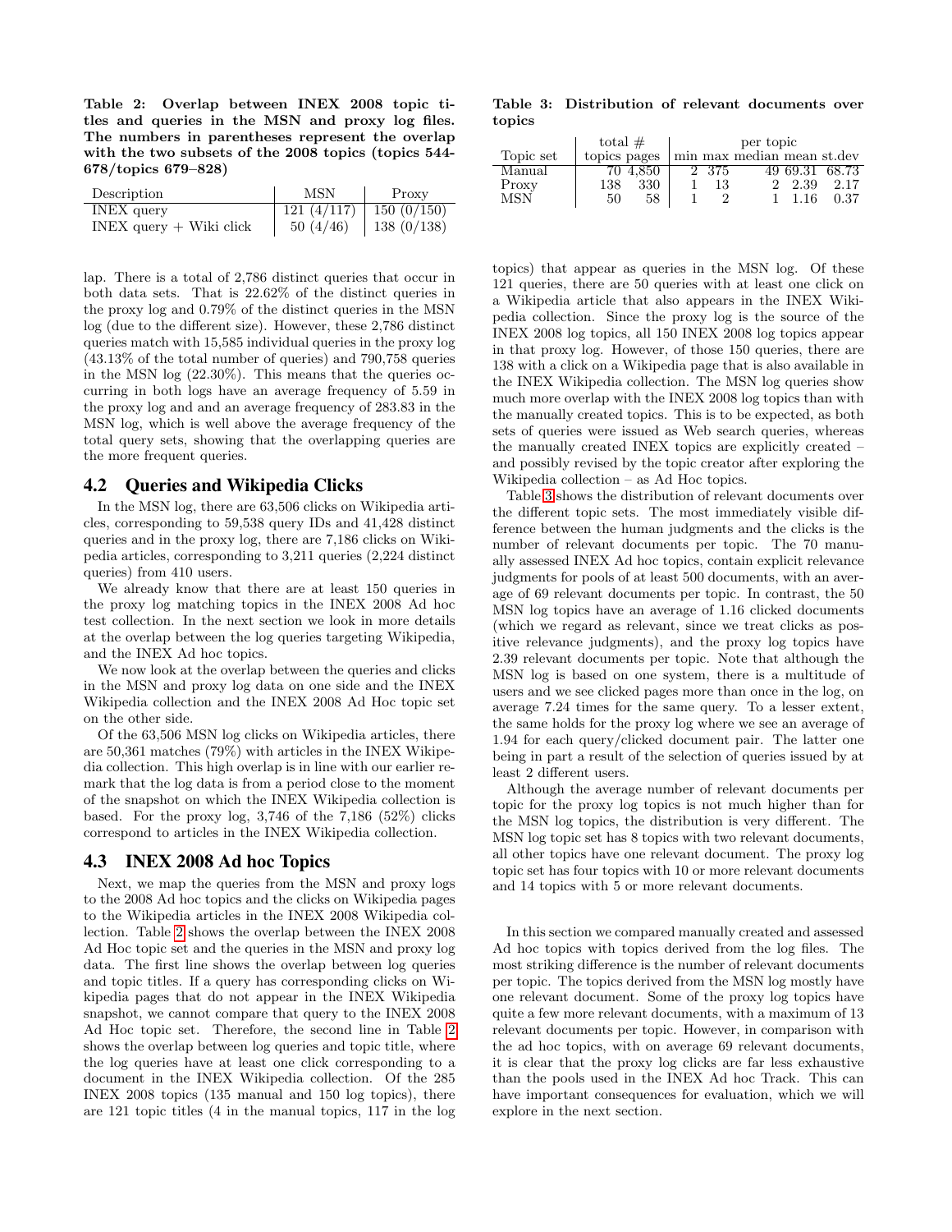**Table 2: Overlap between INEX 2008 topic titles and queries in the MSN and proxy log files. The numbers in parentheses represent the overlap with the two subsets of the 2008 topics (topics 544-678/topics 679–828)**

| Description | MSN | Proxy |
| --- | --- | --- |
| INEX query | 121 (4/117) | 150 (0/150) |
| INEX query + Wiki click | 50 (4/46) | 138 (0/138) |

lap. There is a total of 2,786 distinct queries that occur in both data sets. That is 22.62% of the distinct queries in the proxy log and 0.79% of the distinct queries in the MSN log (due to the different size). However, these 2,786 distinct queries match with 15,585 individual queries in the proxy log (43.13% of the total number of queries) and 790,758 queries in the MSN log (22.30%). This means that the queries occurring in both logs have an average frequency of 5.59 in the proxy log and and an average frequency of 283.83 in the MSN log, which is well above the average frequency of the total query sets, showing that the overlapping queries are the more frequent queries.

## 4.2 Queries and Wikipedia Clicks

In the MSN log, there are 63,506 clicks on Wikipedia articles, corresponding to 59,538 query IDs and 41,428 distinct queries and in the proxy log, there are 7,186 clicks on Wikipedia articles, corresponding to 3,211 queries (2,224 distinct queries) from 410 users.

We already know that there are at least 150 queries in the proxy log matching topics in the INEX 2008 Ad hoc test collection. In the next section we look in more details at the overlap between the log queries targeting Wikipedia, and the INEX Ad hoc topics.

We now look at the overlap between the queries and clicks in the MSN and proxy log data on one side and the INEX Wikipedia collection and the INEX 2008 Ad Hoc topic set on the other side.

Of the 63,506 MSN log clicks on Wikipedia articles, there are 50,361 matches (79%) with articles in the INEX Wikipedia collection. This high overlap is in line with our earlier remark that the log data is from a period close to the moment of the snapshot on which the INEX Wikipedia collection is based. For the proxy log, 3,746 of the 7,186 (52%) clicks correspond to articles in the INEX Wikipedia collection.

## 4.3 INEX 2008 Ad hoc Topics

Next, we map the queries from the MSN and proxy logs to the 2008 Ad hoc topics and the clicks on Wikipedia pages to the Wikipedia articles in the INEX 2008 Wikipedia collection. Table 2 shows the overlap between the INEX 2008 Ad Hoc topic set and the queries in the MSN and proxy log data. The first line shows the overlap between log queries and topic titles. If a query has corresponding clicks on Wikipedia pages that do not appear in the INEX Wikipedia snapshot, we cannot compare that query to the INEX 2008 Ad Hoc topic set. Therefore, the second line in Table 2 shows the overlap between log queries and topic title, where the log queries have at least one click corresponding to a document in the INEX Wikipedia collection. Of the 285 INEX 2008 topics (135 manual and 150 log topics), there are 121 topic titles (4 in the manual topics, 117 in the log topics) that appear as queries in the MSN log. Of these 121 queries, there are 50 queries with at least one click on a Wikipedia article that also appears in the INEX Wikipedia collection. Since the proxy log is the source of the INEX 2008 log topics, all 150 INEX 2008 log topics appear in that proxy log. However, of those 150 queries, there are 138 with a click on a Wikipedia page that is also available in the INEX Wikipedia collection. The MSN log queries show much more overlap with the INEX 2008 log topics than with the manually created topics. This is to be expected, as both sets of queries were issued as Web search queries, whereas the manually created INEX topics are explicitly created – and possibly revised by the topic creator after exploring the Wikipedia collection – as Ad Hoc topics.

**Table 3: Distribution of relevant documents over topics**

| Topic set | total # topics | total # pages | per topic min | per topic max | per topic median | per topic mean | per topic st.dev |
| --- | --- | --- | --- | --- | --- | --- | --- |
| Manual | 70 | 4,850 | 2 | 375 | 49 | 69.31 | 68.73 |
| Proxy | 138 | 330 | 1 | 13 | 2 | 2.39 | 2.17 |
| MSN | 50 | 58 | 1 | 2 | 1 | 1.16 | 0.37 |

Table 3 shows the distribution of relevant documents over the different topic sets. The most immediately visible difference between the human judgments and the clicks is the number of relevant documents per topic. The 70 manually assessed INEX Ad hoc topics, contain explicit relevance judgments for pools of at least 500 documents, with an average of 69 relevant documents per topic. In contrast, the 50 MSN log topics have an average of 1.16 clicked documents (which we regard as relevant, since we treat clicks as positive relevance judgments), and the proxy log topics have 2.39 relevant documents per topic. Note that although the MSN log is based on one system, there is a multitude of users and we see clicked pages more than once in the log, on average 7.24 times for the same query. To a lesser extent, the same holds for the proxy log where we see an average of 1.94 for each query/clicked document pair. The latter one being in part a result of the selection of queries issued by at least 2 different users.

Although the average number of relevant documents per topic for the proxy log topics is not much higher than for the MSN log topics, the distribution is very different. The MSN log topic set has 8 topics with two relevant documents, all other topics have one relevant document. The proxy log topic set has four topics with 10 or more relevant documents and 14 topics with 5 or more relevant documents.

In this section we compared manually created and assessed Ad hoc topics with topics derived from the log files. The most striking difference is the number of relevant documents per topic. The topics derived from the MSN log mostly have one relevant document. Some of the proxy log topics have quite a few more relevant documents, with a maximum of 13 relevant documents per topic. However, in comparison with the ad hoc topics, with on average 69 relevant documents, it is clear that the proxy log clicks are far less exhaustive than the pools used in the INEX Ad hoc Track. This can have important consequences for evaluation, which we will explore in the next section.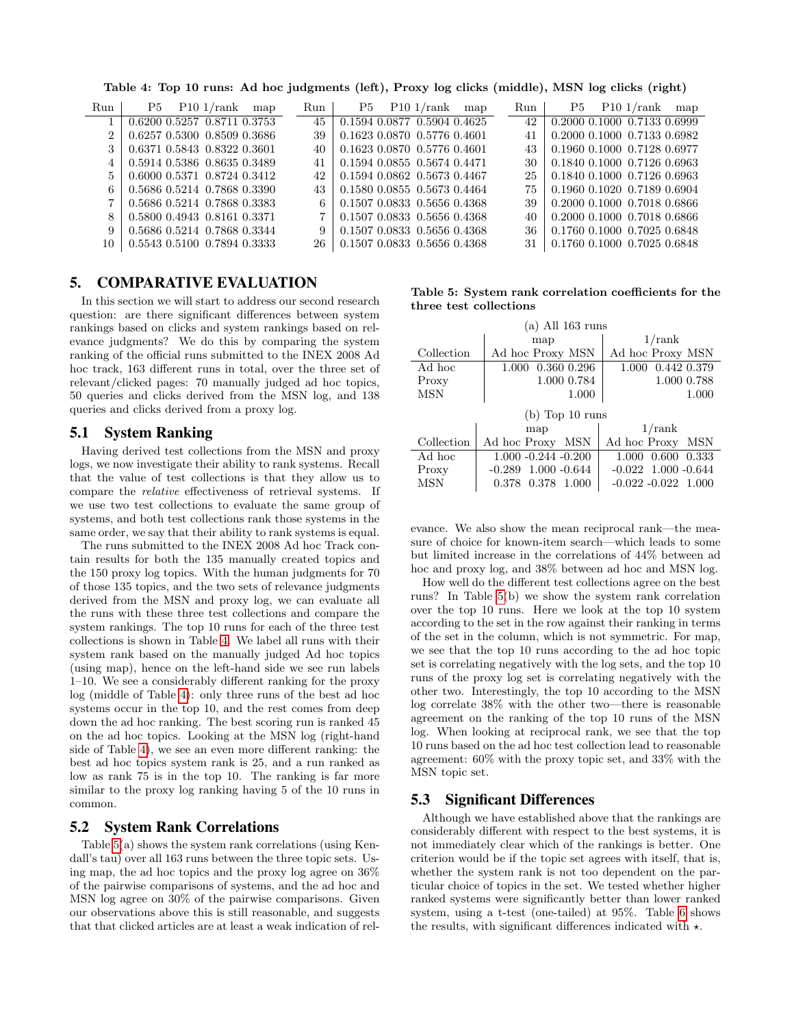**Table 4: Top 10 runs: Ad hoc judgments (left), Proxy log clicks (middle), MSN log clicks (right)**

| Run | P5 | P10 | 1/rank | map | Run | P5 | P10 | 1/rank | map | Run | P5 | P10 | 1/rank | map |
|---|---|---|---|---|---|---|---|---|---|---|---|---|---|---|
| 1 | 0.6200 | 0.5257 | 0.8711 | 0.3753 | 45 | 0.1594 | 0.0877 | 0.5904 | 0.4625 | 42 | 0.2000 | 0.1000 | 0.7133 | 0.6999 |
| 2 | 0.6257 | 0.5300 | 0.8509 | 0.3686 | 39 | 0.1623 | 0.0870 | 0.5776 | 0.4601 | 41 | 0.2000 | 0.1000 | 0.7133 | 0.6982 |
| 3 | 0.6371 | 0.5843 | 0.8322 | 0.3601 | 40 | 0.1623 | 0.0870 | 0.5776 | 0.4601 | 43 | 0.1960 | 0.1000 | 0.7128 | 0.6977 |
| 4 | 0.5914 | 0.5386 | 0.8635 | 0.3489 | 41 | 0.1594 | 0.0855 | 0.5674 | 0.4471 | 30 | 0.1840 | 0.1000 | 0.7126 | 0.6963 |
| 5 | 0.6000 | 0.5371 | 0.8724 | 0.3412 | 42 | 0.1594 | 0.0862 | 0.5673 | 0.4467 | 25 | 0.1840 | 0.1000 | 0.7126 | 0.6963 |
| 6 | 0.5686 | 0.5214 | 0.7868 | 0.3390 | 43 | 0.1580 | 0.0855 | 0.5673 | 0.4464 | 75 | 0.1960 | 0.1020 | 0.7189 | 0.6904 |
| 7 | 0.5686 | 0.5214 | 0.7868 | 0.3383 | 6 | 0.1507 | 0.0833 | 0.5656 | 0.4368 | 39 | 0.2000 | 0.1000 | 0.7018 | 0.6866 |
| 8 | 0.5800 | 0.4943 | 0.8161 | 0.3371 | 7 | 0.1507 | 0.0833 | 0.5656 | 0.4368 | 40 | 0.2000 | 0.1000 | 0.7018 | 0.6866 |
| 9 | 0.5686 | 0.5214 | 0.7868 | 0.3344 | 9 | 0.1507 | 0.0833 | 0.5656 | 0.4368 | 36 | 0.1760 | 0.1000 | 0.7025 | 0.6848 |
| 10 | 0.5543 | 0.5100 | 0.7894 | 0.3333 | 26 | 0.1507 | 0.0833 | 0.5656 | 0.4368 | 31 | 0.1760 | 0.1000 | 0.7025 | 0.6848 |

## 5. COMPARATIVE EVALUATION

In this section we will start to address our second research question: are there significant differences between system rankings based on clicks and system rankings based on relevance judgments? We do this by comparing the system ranking of the official runs submitted to the INEX 2008 Ad hoc track, 163 different runs in total, over the three set of relevant/clicked pages: 70 manually judged ad hoc topics, 50 queries and clicks derived from the MSN log, and 138 queries and clicks derived from a proxy log.

### 5.1 System Ranking

Having derived test collections from the MSN and proxy logs, we now investigate their ability to rank systems. Recall that the value of test collections is that they allow us to compare the *relative* effectiveness of retrieval systems. If we use two test collections to evaluate the same group of systems, and both test collections rank those systems in the same order, we say that their ability to rank systems is equal.

The runs submitted to the INEX 2008 Ad hoc Track contain results for both the 135 manually created topics and the 150 proxy log topics. With the human judgments for 70 of those 135 topics, and the two sets of relevance judgments derived from the MSN and proxy log, we can evaluate all the runs with these three test collections and compare the system rankings. The top 10 runs for each of the three test collections is shown in Table 4. We label all runs with their system rank based on the manually judged Ad hoc topics (using map), hence on the left-hand side we see run labels 1–10. We see a considerably different ranking for the proxy log (middle of Table 4): only three runs of the best ad hoc systems occur in the top 10, and the rest comes from deep down the ad hoc ranking. The best scoring run is ranked 45 on the ad hoc topics. Looking at the MSN log (right-hand side of Table 4), we see an even more different ranking: the best ad hoc topics system rank is 25, and a run ranked as low as rank 75 is in the top 10. The ranking is far more similar to the proxy log ranking having 5 of the 10 runs in common.

### 5.2 System Rank Correlations

Table 5(a) shows the system rank correlations (using Kendall's tau) over all 163 runs between the three topic sets. Using map, the ad hoc topics and the proxy log agree on 36% of the pairwise comparisons of systems, and the ad hoc and MSN log agree on 30% of the pairwise comparisons. Given our observations above this is still reasonable, and suggests that that clicked articles are at least a weak indication of relevance. We also show the mean reciprocal rank—the measure of choice for known-item search—which leads to some but limited increase in the correlations of 44% between ad hoc and proxy log, and 38% between ad hoc and MSN log.

**Table 5: System rank correlation coefficients for the three test collections**

(a) All 163 runs

| Collection | map | | | 1/rank | | |
|---|---|---|---|---|---|---|
| | Ad hoc | Proxy | MSN | Ad hoc | Proxy | MSN |
| Ad hoc | 1.000 | 0.360 | 0.296 | 1.000 | 0.442 | 0.379 |
| Proxy | | 1.000 | 0.784 | | 1.000 | 0.788 |
| MSN | | | 1.000 | | | 1.000 |

(b) Top 10 runs

| Collection | map | | | 1/rank | | |
|---|---|---|---|---|---|---|
| | Ad hoc | Proxy | MSN | Ad hoc | Proxy | MSN |
| Ad hoc | 1.000 | -0.244 | -0.200 | 1.000 | 0.600 | 0.333 |
| Proxy | -0.289 | 1.000 | -0.644 | -0.022 | 1.000 | -0.644 |
| MSN | 0.378 | 0.378 | 1.000 | -0.022 | -0.022 | 1.000 |

How well do the different test collections agree on the best runs? In Table 5(b) we show the system rank correlation over the top 10 runs. Here we look at the top 10 system according to the set in the row against their ranking in terms of the set in the column, which is not symmetric. For map, we see that the top 10 runs according to the ad hoc topic set is correlating negatively with the log sets, and the top 10 runs of the proxy log set is correlating negatively with the other two. Interestingly, the top 10 according to the MSN log correlate 38% with the other two—there is reasonable agreement on the ranking of the top 10 runs of the MSN log. When looking at reciprocal rank, we see that the top 10 runs based on the ad hoc test collection lead to reasonable agreement: 60% with the proxy topic set, and 33% with the MSN topic set.

### 5.3 Significant Differences

Although we have established above that the rankings are considerably different with respect to the best systems, it is not immediately clear which of the rankings is better. One criterion would be if the topic set agrees with itself, that is, whether the system rank is not too dependent on the particular choice of topics in the set. We tested whether higher ranked systems were significantly better than lower ranked system, using a t-test (one-tailed) at 95%. Table 6 shows the results, with significant differences indicated with ⋆.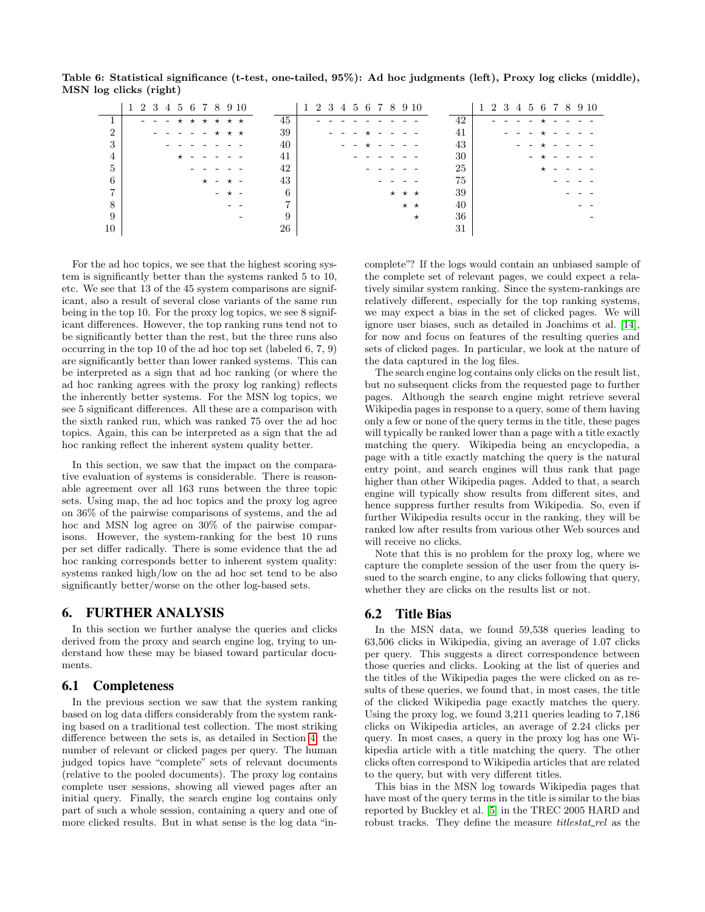**Table 6: Statistical significance (t-test, one-tailed, 95%): Ad hoc judgments (left), Proxy log clicks (middle), MSN log clicks (right)**

|  | 1 | 2 | 3 | 4 | 5 | 6 | 7 | 8 | 9 | 10 |
|---|---|---|---|---|---|---|---|---|---|---|
| 1 |  | - | - | - | ★ | ★ | ★ | ★ | ★ | ★ |
| 2 |  |  | - | - | - | - | - | ★ | ★ | ★ |
| 3 |  |  |  | - | - | - | - | - | - | - |
| 4 |  |  |  |  | ★ | - | - | - | - | - |
| 5 |  |  |  |  |  | - | - | - | - | - |
| 6 |  |  |  |  |  |  | ★ | - | ★ | - |
| 7 |  |  |  |  |  |  |  | - | ★ | - |
| 8 |  |  |  |  |  |  |  |  | - | - |
| 9 |  |  |  |  |  |  |  |  |  | - |
| 10 |  |  |  |  |  |  |  |  |  |  |

|  | 1 | 2 | 3 | 4 | 5 | 6 | 7 | 8 | 9 | 10 |
|---|---|---|---|---|---|---|---|---|---|---|
| 45 |  | - | - | - | - | - | - | - | - | - |
| 39 |  |  | - | - | - | ★ | - | - | - | - |
| 40 |  |  |  | - | - | ★ | - | - | - | - |
| 41 |  |  |  |  | - | - | - | - | - | - |
| 42 |  |  |  |  |  | - | - | - | - | - |
| 43 |  |  |  |  |  |  | - | - | - | - |
| 6 |  |  |  |  |  |  |  | ★ | ★ | ★ |
| 7 |  |  |  |  |  |  |  |  | ★ | ★ |
| 9 |  |  |  |  |  |  |  |  |  | ★ |
| 26 |  |  |  |  |  |  |  |  |  |  |

|  | 1 | 2 | 3 | 4 | 5 | 6 | 7 | 8 | 9 | 10 |
|---|---|---|---|---|---|---|---|---|---|---|
| 42 |  | - | - | - | - | ★ | - | - | - | - |
| 41 |  |  | - | - | - | ★ | - | - | - | - |
| 43 |  |  |  | - | - | ★ | - | - | - | - |
| 30 |  |  |  |  | - | ★ | - | - | - | - |
| 25 |  |  |  |  |  | ★ | - | - | - | - |
| 75 |  |  |  |  |  |  | - | - | - | - |
| 39 |  |  |  |  |  |  |  | - | - | - |
| 40 |  |  |  |  |  |  |  |  | - | - |
| 36 |  |  |  |  |  |  |  |  |  | - |
| 31 |  |  |  |  |  |  |  |  |  |  |

For the ad hoc topics, we see that the highest scoring system is significantly better than the systems ranked 5 to 10, etc. We see that 13 of the 45 system comparisons are significant, also a result of several close variants of the same run being in the top 10. For the proxy log topics, we see 8 significant differences. However, the top ranking runs tend not to be significantly better than the rest, but the three runs also occurring in the top 10 of the ad hoc top set (labeled 6, 7, 9) are significantly better than lower ranked systems. This can be interpreted as a sign that ad hoc ranking (or where the ad hoc ranking agrees with the proxy log ranking) reflects the inherently better systems. For the MSN log topics, we see 5 significant differences. All these are a comparison with the sixth ranked run, which was ranked 75 over the ad hoc topics. Again, this can be interpreted as a sign that the ad hoc ranking reflect the inherent system quality better.

In this section, we saw that the impact on the comparative evaluation of systems is considerable. There is reasonable agreement over all 163 runs between the three topic sets. Using map, the ad hoc topics and the proxy log agree on 36% of the pairwise comparisons of systems, and the ad hoc and MSN log agree on 30% of the pairwise comparisons. However, the system-ranking for the best 10 runs per set differ radically. There is some evidence that the ad hoc ranking corresponds better to inherent system quality: systems ranked high/low on the ad hoc set tend to be also significantly better/worse on the other log-based sets.

# 6. FURTHER ANALYSIS

In this section we further analyse the queries and clicks derived from the proxy and search engine log, trying to understand how these may be biased toward particular documents.

## 6.1 Completeness

In the previous section we saw that the system ranking based on log data differs considerably from the system ranking based on a traditional test collection. The most striking difference between the sets is, as detailed in Section 4, the number of relevant or clicked pages per query. The human judged topics have "complete" sets of relevant documents (relative to the pooled documents). The proxy log contains complete user sessions, showing all viewed pages after an initial query. Finally, the search engine log contains only part of such a whole session, containing a query and one of more clicked results. But in what sense is the log data "incomplete"? If the logs would contain an unbiased sample of the complete set of relevant pages, we could expect a relatively similar system ranking. Since the system-rankings are relatively different, especially for the top ranking systems, we may expect a bias in the set of clicked pages. We will ignore user biases, such as detailed in Joachims et al. [14], for now and focus on features of the resulting queries and sets of clicked pages. In particular, we look at the nature of the data captured in the log files.

The search engine log contains only clicks on the result list, but no subsequent clicks from the requested page to further pages. Although the search engine might retrieve several Wikipedia pages in response to a query, some of them having only a few or none of the query terms in the title, these pages will typically be ranked lower than a page with a title exactly matching the query. Wikipedia being an encyclopedia, a page with a title exactly matching the query is the natural entry point, and search engines will thus rank that page higher than other Wikipedia pages. Added to that, a search engine will typically show results from different sites, and hence suppress further results from Wikipedia. So, even if further Wikipedia results occur in the ranking, they will be ranked low after results from various other Web sources and will receive no clicks.

Note that this is no problem for the proxy log, where we capture the complete session of the user from the query issued to the search engine, to any clicks following that query, whether they are clicks on the results list or not.

## 6.2 Title Bias

In the MSN data, we found 59,538 queries leading to 63,506 clicks in Wikipedia, giving an average of 1.07 clicks per query. This suggests a direct correspondence between those queries and clicks. Looking at the list of queries and the titles of the Wikipedia pages the were clicked on as results of these queries, we found that, in most cases, the title of the clicked Wikipedia page exactly matches the query. Using the proxy log, we found 3,211 queries leading to 7,186 clicks on Wikipedia articles, an average of 2.24 clicks per query. In most cases, a query in the proxy log has one Wikipedia article with a title matching the query. The other clicks often correspond to Wikipedia articles that are related to the query, but with very different titles.

This bias in the MSN log towards Wikipedia pages that have most of the query terms in the title is similar to the bias reported by Buckley et al. [5] in the TREC 2005 HARD and robust tracks. They define the measure *titlestat_rel* as the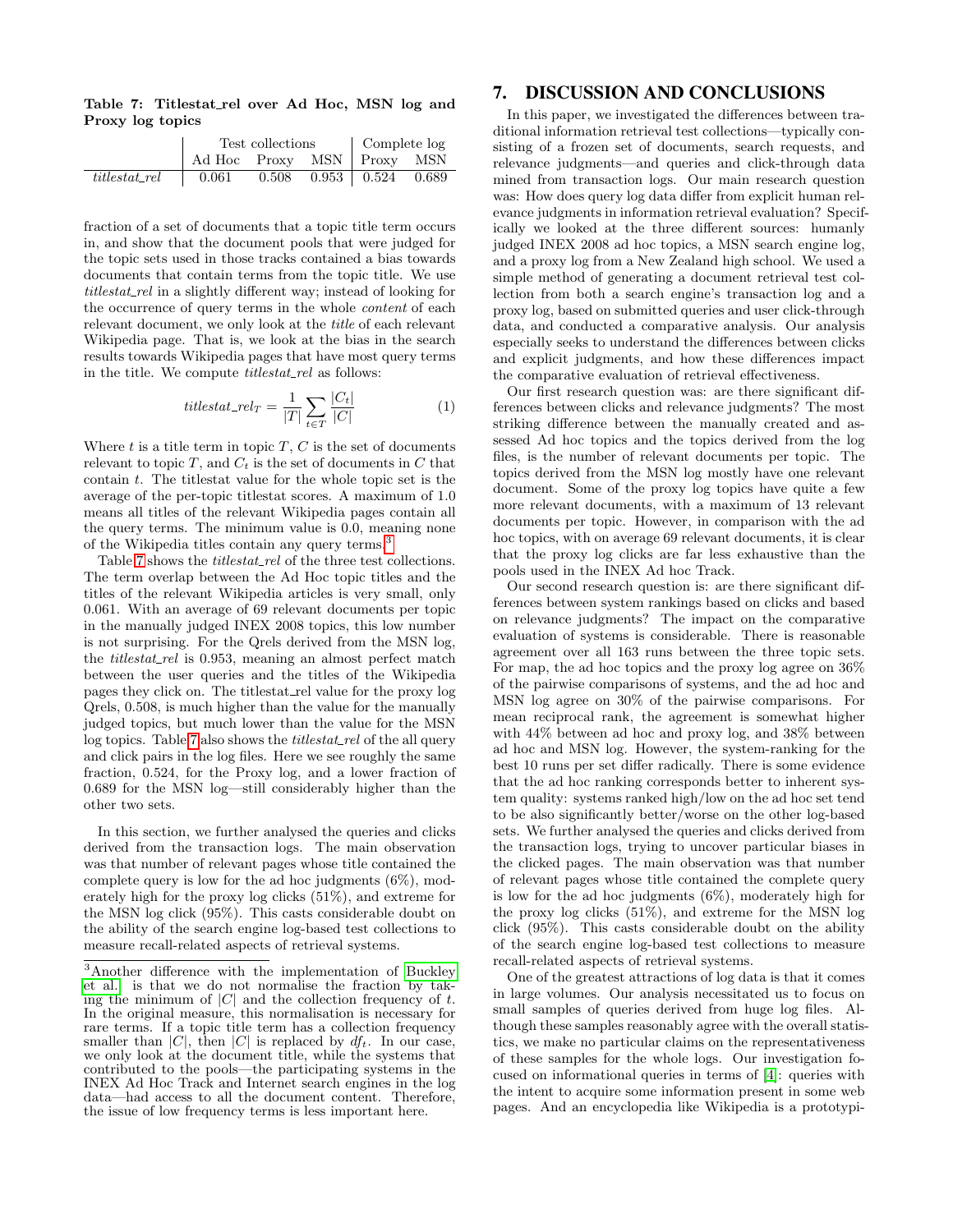**Table 7: Titlestat_rel over Ad Hoc, MSN log and Proxy log topics**

| | Test collections | | | Complete log | |
|---|---|---|---|---|---|
| | Ad Hoc | Proxy | MSN | Proxy | MSN |
| *titlestat_rel* | 0.061 | 0.508 | 0.953 | 0.524 | 0.689 |

fraction of a set of documents that a topic title term occurs in, and show that the document pools that were judged for the topic sets used in those tracks contained a bias towards documents that contain terms from the topic title. We use *titlestat_rel* in a slightly different way; instead of looking for the occurrence of query terms in the whole *content* of each relevant document, we only look at the *title* of each relevant Wikipedia page. That is, we look at the bias in the search results towards Wikipedia pages that have most query terms in the title. We compute *titlestat_rel* as follows:

$$titlestat\_rel_T = \frac{1}{|T|} \sum_{t \in T} \frac{|C_t|}{|C|} \tag{1}$$

Where $t$ is a title term in topic $T$, $C$ is the set of documents relevant to topic $T$, and $C_t$ is the set of documents in $C$ that contain $t$. The titlestat value for the whole topic set is the average of the per-topic titlestat scores. A maximum of 1.0 means all titles of the relevant Wikipedia pages contain all the query terms. The minimum value is 0.0, meaning none of the Wikipedia titles contain any query terms.[3]

Table 7 shows the *titlestat_rel* of the three test collections. The term overlap between the Ad Hoc topic titles and the titles of the relevant Wikipedia articles is very small, only 0.061. With an average of 69 relevant documents per topic in the manually judged INEX 2008 topics, this low number is not surprising. For the Qrels derived from the MSN log, the *titlestat_rel* is 0.953, meaning an almost perfect match between the user queries and the titles of the Wikipedia pages they click on. The titlestat_rel value for the proxy log Qrels, 0.508, is much higher than the value for the manually judged topics, but much lower than the value for the MSN log topics. Table 7 also shows the *titlestat_rel* of the all query and click pairs in the log files. Here we see roughly the same fraction, 0.524, for the Proxy log, and a lower fraction of 0.689 for the MSN log—still considerably higher than the other two sets.

In this section, we further analysed the queries and clicks derived from the transaction logs. The main observation was that number of relevant pages whose title contained the complete query is low for the ad hoc judgments (6%), moderately high for the proxy log clicks (51%), and extreme for the MSN log click (95%). This casts considerable doubt on the ability of the search engine log-based test collections to measure recall-related aspects of retrieval systems.

[3] Another difference with the implementation of Buckley et al. is that we do not normalise the fraction by taking the minimum of $|C|$ and the collection frequency of $t$. In the original measure, this normalisation is necessary for rare terms. If a topic title term has a collection frequency smaller than $|C|$, then $|C|$ is replaced by $df_t$. In our case, we only look at the document title, while the systems that contributed to the pools—the participating systems in the INEX Ad Hoc Track and Internet search engines in the log data—had access to all the document content. Therefore, the issue of low frequency terms is less important here.

# 7. DISCUSSION AND CONCLUSIONS

In this paper, we investigated the differences between traditional information retrieval test collections—typically consisting of a frozen set of documents, search requests, and relevance judgments—and queries and click-through data mined from transaction logs. Our main research question was: How does query log data differ from explicit human relevance judgments in information retrieval evaluation? Specifically we looked at the three different sources: humanly judged INEX 2008 ad hoc topics, a MSN search engine log, and a proxy log from a New Zealand high school. We used a simple method of generating a document retrieval test collection from both a search engine's transaction log and a proxy log, based on submitted queries and user click-through data, and conducted a comparative analysis. Our analysis especially seeks to understand the differences between clicks and explicit judgments, and how these differences impact the comparative evaluation of retrieval effectiveness.

Our first research question was: are there significant differences between clicks and relevance judgments? The most striking difference between the manually created and assessed Ad hoc topics and the topics derived from the log files, is the number of relevant documents per topic. The topics derived from the MSN log mostly have one relevant document. Some of the proxy log topics have quite a few more relevant documents, with a maximum of 13 relevant documents per topic. However, in comparison with the ad hoc topics, with on average 69 relevant documents, it is clear that the proxy log clicks are far less exhaustive than the pools used in the INEX Ad hoc Track.

Our second research question is: are there significant differences between system rankings based on clicks and based on relevance judgments? The impact on the comparative evaluation of systems is considerable. There is reasonable agreement over all 163 runs between the three topic sets. For map, the ad hoc topics and the proxy log agree on 36% of the pairwise comparisons of systems, and the ad hoc and MSN log agree on 30% of the pairwise comparisons. For mean reciprocal rank, the agreement is somewhat higher with 44% between ad hoc and proxy log, and 38% between ad hoc and MSN log. However, the system-ranking for the best 10 runs per set differ radically. There is some evidence that the ad hoc ranking corresponds better to inherent system quality: systems ranked high/low on the ad hoc set tend to be also significantly better/worse on the other log-based sets. We further analysed the queries and clicks derived from the transaction logs, trying to uncover particular biases in the clicked pages. The main observation was that number of relevant pages whose title contained the complete query is low for the ad hoc judgments (6%), moderately high for the proxy log clicks (51%), and extreme for the MSN log click (95%). This casts considerable doubt on the ability of the search engine log-based test collections to measure recall-related aspects of retrieval systems.

One of the greatest attractions of log data is that it comes in large volumes. Our analysis necessitated us to focus on small samples of queries derived from huge log files. Although these samples reasonably agree with the overall statistics, we make no particular claims on the representativeness of these samples for the whole logs. Our investigation focused on informational queries in terms of [4]: queries with the intent to acquire some information present in some web pages. And an encyclopedia like Wikipedia is a prototypi-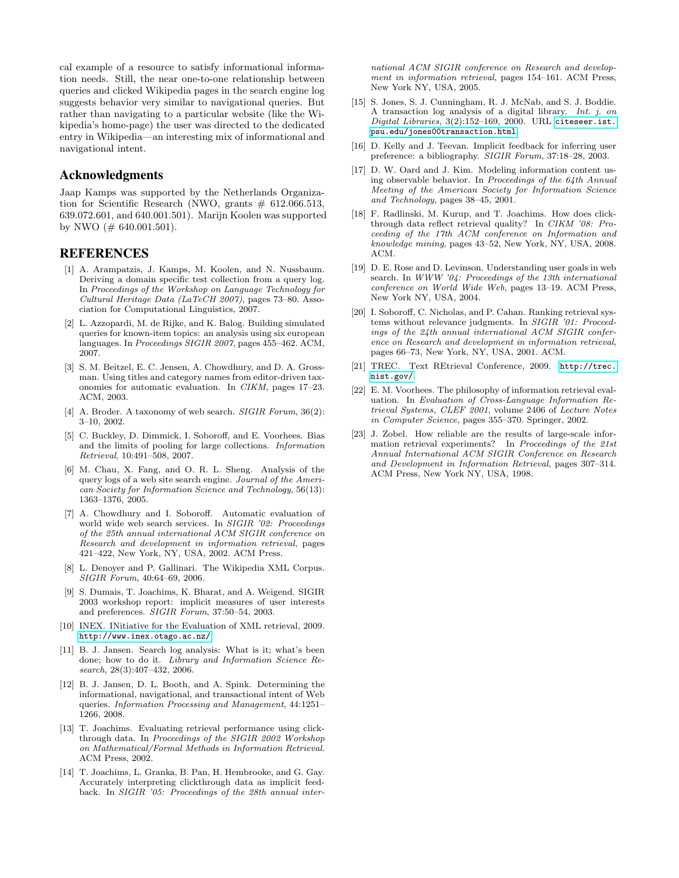cal example of a resource to satisfy informational information needs. Still, the near one-to-one relationship between queries and clicked Wikipedia pages in the search engine log suggests behavior very similar to navigational queries. But rather than navigating to a particular website (like the Wikipedia's home-page) the user was directed to the dedicated entry in Wikipedia—an interesting mix of informational and navigational intent.

## Acknowledgments

Jaap Kamps was supported by the Netherlands Organization for Scientific Research (NWO, grants # 612.066.513, 639.072.601, and 640.001.501). Marijn Koolen was supported by NWO (# 640.001.501).

## REFERENCES

[1] A. Arampatzis, J. Kamps, M. Koolen, and N. Nussbaum. Deriving a domain specific test collection from a query log. In *Proceedings of the Workshop on Language Technology for Cultural Heritage Data (LaTeCH 2007)*, pages 73–80. Association for Computational Linguistics, 2007.

[2] L. Azzopardi, M. de Rijke, and K. Balog. Building simulated queries for known-item topics: an analysis using six european languages. In *Proceedings SIGIR 2007*, pages 455–462. ACM, 2007.

[3] S. M. Beitzel, E. C. Jensen, A. Chowdhury, and D. A. Grossman. Using titles and category names from editor-driven taxonomies for automatic evaluation. In *CIKM*, pages 17–23. ACM, 2003.

[4] A. Broder. A taxonomy of web search. *SIGIR Forum*, 36(2): 3–10, 2002.

[5] C. Buckley, D. Dimmick, I. Soboroff, and E. Voorhees. Bias and the limits of pooling for large collections. *Information Retrieval*, 10:491–508, 2007.

[6] M. Chau, X. Fang, and O. R. L. Sheng. Analysis of the query logs of a web site search engine. *Journal of the American Society for Information Science and Technology*, 56(13): 1363–1376, 2005.

[7] A. Chowdhury and I. Soboroff. Automatic evaluation of world wide web search services. In *SIGIR '02: Proceedings of the 25th annual international ACM SIGIR conference on Research and development in information retrieval*, pages 421–422, New York, NY, USA, 2002. ACM Press.

[8] L. Denoyer and P. Gallinari. The Wikipedia XML Corpus. *SIGIR Forum*, 40:64–69, 2006.

[9] S. Dumais, T. Joachims, K. Bharat, and A. Weigend. SIGIR 2003 workshop report: implicit measures of user interests and preferences. *SIGIR Forum*, 37:50–54, 2003.

[10] INEX. INitiative for the Evaluation of XML retrieval, 2009. http://www.inex.otago.ac.nz/

[11] B. J. Jansen. Search log analysis: What is it; what's been done; how to do it. *Library and Information Science Research*, 28(3):407–432, 2006.

[12] B. J. Jansen, D. L. Booth, and A. Spink. Determining the informational, navigational, and transactional intent of Web queries. *Information Processing and Management*, 44:1251–1266, 2008.

[13] T. Joachims. Evaluating retrieval performance using clickthrough data. In *Proceedings of the SIGIR 2002 Workshop on Mathematical/Formal Methods in Information Retrieval*. ACM Press, 2002.

[14] T. Joachims, L. Granka, B. Pan, H. Hembrooke, and G. Gay. Accurately interpreting clickthrough data as implicit feedback. In *SIGIR '05: Proceedings of the 28th annual international ACM SIGIR conference on Research and development in information retrieval*, pages 154–161. ACM Press, New York NY, USA, 2005.

[15] S. Jones, S. J. Cunningham, R. J. McNab, and S. J. Boddie. A transaction log analysis of a digital library. *Int. j. on Digital Libraries*, 3(2):152–169, 2000. URL citeseer.ist.psu.edu/jones00transaction.html.

[16] D. Kelly and J. Teevan. Implicit feedback for inferring user preference: a bibliography. *SIGIR Forum*, 37:18–28, 2003.

[17] D. W. Oard and J. Kim. Modeling information content using observable behavior. In *Proceedings of the 64th Annual Meeting of the American Society for Information Science and Technology*, pages 38–45, 2001.

[18] F. Radlinski, M. Kurup, and T. Joachims. How does clickthrough data reflect retrieval quality? In *CIKM '08: Proceeding of the 17th ACM conference on Information and knowledge mining*, pages 43–52, New York, NY, USA, 2008. ACM.

[19] D. E. Rose and D. Levinson. Understanding user goals in web search. In *WWW '04: Proceedings of the 13th international conference on World Wide Web*, pages 13–19. ACM Press, New York NY, USA, 2004.

[20] I. Soboroff, C. Nicholas, and P. Cahan. Ranking retrieval systems without relevance judgments. In *SIGIR '01: Proceedings of the 24th annual international ACM SIGIR conference on Research and development in information retrieval*, pages 66–73, New York, NY, USA, 2001. ACM.

[21] TREC. Text REtrieval Conference, 2009. http://trec.nist.gov/

[22] E. M. Voorhees. The philosophy of information retrieval evaluation. In *Evaluation of Cross-Language Information Retrieval Systems, CLEF 2001*, volume 2406 of *Lecture Notes in Computer Science*, pages 355–370. Springer, 2002.

[23] J. Zobel. How reliable are the results of large-scale information retrieval experiments? In *Proceedings of the 21st Annual International ACM SIGIR Conference on Research and Development in Information Retrieval*, pages 307–314. ACM Press, New York NY, USA, 1998.